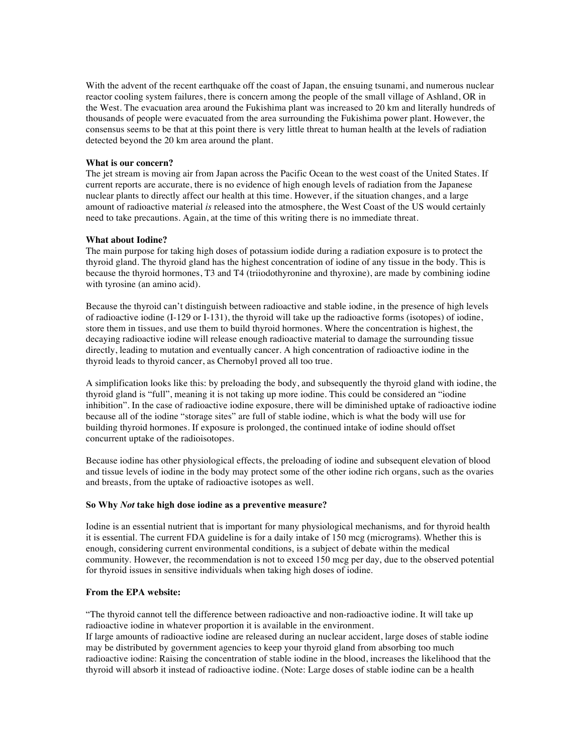With the advent of the recent earthquake off the coast of Japan, the ensuing tsunami, and numerous nuclear reactor cooling system failures, there is concern among the people of the small village of Ashland, OR in the West. The evacuation area around the Fukishima plant was increased to 20 km and literally hundreds of thousands of people were evacuated from the area surrounding the Fukishima power plant. However, the consensus seems to be that at this point there is very little threat to human health at the levels of radiation detected beyond the 20 km area around the plant.

**What is our concern?**

The jet stream is moving air from Japan across the Pacific Ocean to the west coast of the United States. If current reports are accurate, there is no evidence of high enough levels of radiation from the Japanese nuclear plants to directly affect our health at this time. However, if the situation changes, and a large amount of radioactive material *is* released into the atmosphere, the West Coast of the US would certainly need to take precautions. Again, at the time of this writing there is no immediate threat.

**What about Iodine?**

The main purpose for taking high doses of potassium iodide during a radiation exposure is to protect the thyroid gland. The thyroid gland has the highest concentration of iodine of any tissue in the body. This is because the thyroid hormones, T3 and T4 (triiodothyronine and thyroxine), are made by combining iodine with tyrosine (an amino acid).

Because the thyroid can't distinguish between radioactive and stable iodine, in the presence of high levels of radioactive iodine (I-129 or I-131), the thyroid will take up the radioactive forms (isotopes) of iodine, store them in tissues, and use them to build thyroid hormones. Where the concentration is highest, the decaying radioactive iodine will release enough radioactive material to damage the surrounding tissue directly, leading to mutation and eventually cancer. A high concentration of radioactive iodine in the thyroid leads to thyroid cancer, as Chernobyl proved all too true.

A simplification looks like this: by preloading the body, and subsequently the thyroid gland with iodine, the thyroid gland is "full", meaning it is not taking up more iodine. This could be considered an "iodine inhibition". In the case of radioactive iodine exposure, there will be diminished uptake of radioactive iodine because all of the iodine "storage sites" are full of stable iodine, which is what the body will use for building thyroid hormones. If exposure is prolonged, the continued intake of iodine should offset concurrent uptake of the radioisotopes.

Because iodine has other physiological effects, the preloading of iodine and subsequent elevation of blood and tissue levels of iodine in the body may protect some of the other iodine rich organs, such as the ovaries and breasts, from the uptake of radioactive isotopes as well.

**So Why *Not* take high dose iodine as a preventive measure?**

Iodine is an essential nutrient that is important for many physiological mechanisms, and for thyroid health it is essential. The current FDA guideline is for a daily intake of 150 mcg (micrograms). Whether this is enough, considering current environmental conditions, is a subject of debate within the medical community. However, the recommendation is not to exceed 150 mcg per day, due to the observed potential for thyroid issues in sensitive individuals when taking high doses of iodine.

**From the EPA website:**

"The thyroid cannot tell the difference between radioactive and non-radioactive iodine. It will take up radioactive iodine in whatever proportion it is available in the environment.
If large amounts of radioactive iodine are released during an nuclear accident, large doses of stable iodine may be distributed by government agencies to keep your thyroid gland from absorbing too much radioactive iodine: Raising the concentration of stable iodine in the blood, increases the likelihood that the thyroid will absorb it instead of radioactive iodine. (Note: Large doses of stable iodine can be a health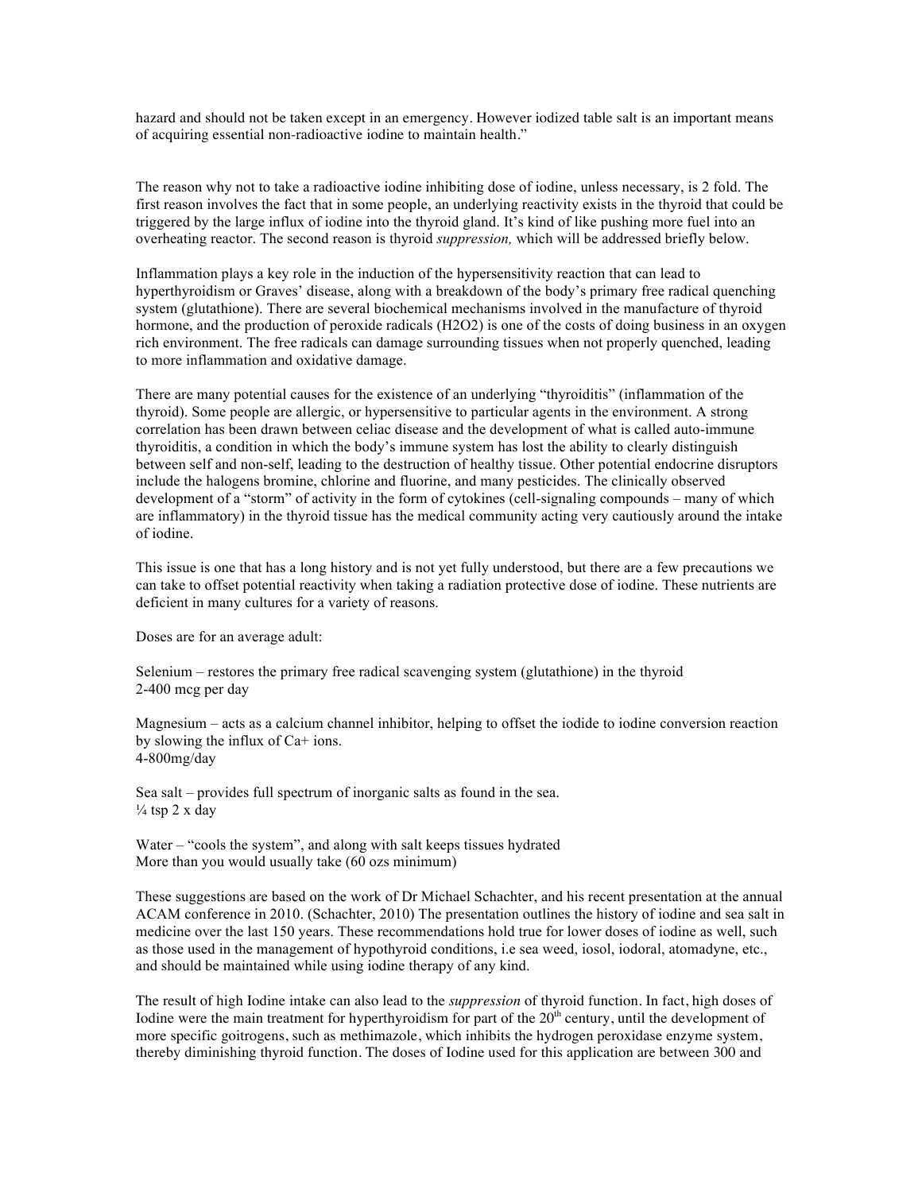hazard and should not be taken except in an emergency. However iodized table salt is an important means of acquiring essential non-radioactive iodine to maintain health."

The reason why not to take a radioactive iodine inhibiting dose of iodine, unless necessary, is 2 fold. The first reason involves the fact that in some people, an underlying reactivity exists in the thyroid that could be triggered by the large influx of iodine into the thyroid gland. It's kind of like pushing more fuel into an overheating reactor. The second reason is thyroid *suppression,* which will be addressed briefly below.

Inflammation plays a key role in the induction of the hypersensitivity reaction that can lead to hyperthyroidism or Graves' disease, along with a breakdown of the body's primary free radical quenching system (glutathione). There are several biochemical mechanisms involved in the manufacture of thyroid hormone, and the production of peroxide radicals ($H_2O_2$) is one of the costs of doing business in an oxygen rich environment. The free radicals can damage surrounding tissues when not properly quenched, leading to more inflammation and oxidative damage.

There are many potential causes for the existence of an underlying "thyroiditis" (inflammation of the thyroid). Some people are allergic, or hypersensitive to particular agents in the environment. A strong correlation has been drawn between celiac disease and the development of what is called auto-immune thyroiditis, a condition in which the body's immune system has lost the ability to clearly distinguish between self and non-self, leading to the destruction of healthy tissue. Other potential endocrine disruptors include the halogens bromine, chlorine and fluorine, and many pesticides. The clinically observed development of a "storm" of activity in the form of cytokines (cell-signaling compounds – many of which are inflammatory) in the thyroid tissue has the medical community acting very cautiously around the intake of iodine.

This issue is one that has a long history and is not yet fully understood, but there are a few precautions we can take to offset potential reactivity when taking a radiation protective dose of iodine. These nutrients are deficient in many cultures for a variety of reasons.

Doses are for an average adult:

Selenium – restores the primary free radical scavenging system (glutathione) in the thyroid
2-400 mcg per day

Magnesium – acts as a calcium channel inhibitor, helping to offset the iodide to iodine conversion reaction by slowing the influx of $Ca^{+}$ ions.
4-800mg/day

Sea salt – provides full spectrum of inorganic salts as found in the sea.
¼ tsp 2 x day

Water – "cools the system", and along with salt keeps tissues hydrated
More than you would usually take (60 ozs minimum)

These suggestions are based on the work of Dr Michael Schachter, and his recent presentation at the annual ACAM conference in 2010. (Schachter, 2010) The presentation outlines the history of iodine and sea salt in medicine over the last 150 years. These recommendations hold true for lower doses of iodine as well, such as those used in the management of hypothyroid conditions, i.e sea weed, iosol, iodoral, atomadyne, etc., and should be maintained while using iodine therapy of any kind.

The result of high Iodine intake can also lead to the *suppression* of thyroid function. In fact, high doses of Iodine were the main treatment for hyperthyroidism for part of the 20th century, until the development of more specific goitrogens, such as methimazole, which inhibits the hydrogen peroxidase enzyme system, thereby diminishing thyroid function. The doses of Iodine used for this application are between 300 and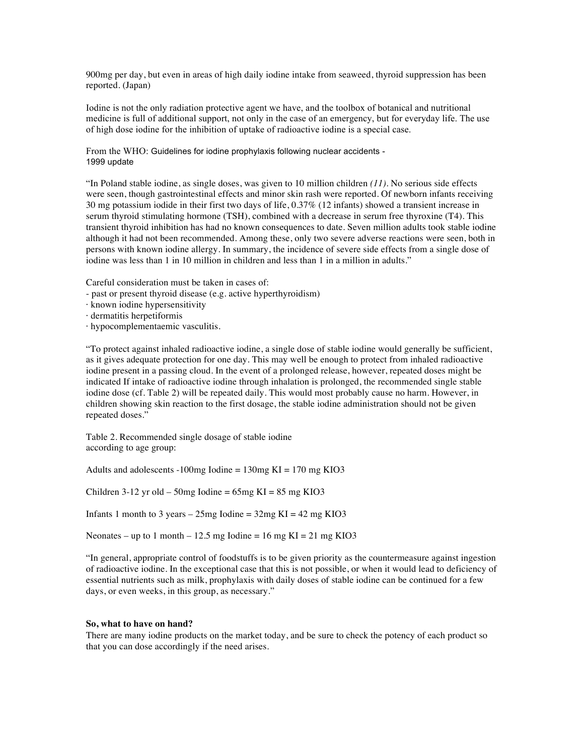900mg per day, but even in areas of high daily iodine intake from seaweed, thyroid suppression has been reported. (Japan)

Iodine is not the only radiation protective agent we have, and the toolbox of botanical and nutritional medicine is full of additional support, not only in the case of an emergency, but for everyday life. The use of high dose iodine for the inhibition of uptake of radioactive iodine is a special case.

From the WHO: Guidelines for iodine prophylaxis following nuclear accidents - 1999 update

"In Poland stable iodine, as single doses, was given to 10 million children *(11)*. No serious side effects were seen, though gastrointestinal effects and minor skin rash were reported. Of newborn infants receiving 30 mg potassium iodide in their first two days of life, 0.37% (12 infants) showed a transient increase in serum thyroid stimulating hormone (TSH), combined with a decrease in serum free thyroxine (T4). This transient thyroid inhibition has had no known consequences to date. Seven million adults took stable iodine although it had not been recommended. Among these, only two severe adverse reactions were seen, both in persons with known iodine allergy. In summary, the incidence of severe side effects from a single dose of iodine was less than 1 in 10 million in children and less than 1 in a million in adults."

Careful consideration must be taken in cases of:
- past or present thyroid disease (e.g. active hyperthyroidism)
- known iodine hypersensitivity
- dermatitis herpetiformis
- hypocomplementaemic vasculitis.

"To protect against inhaled radioactive iodine, a single dose of stable iodine would generally be sufficient, as it gives adequate protection for one day. This may well be enough to protect from inhaled radioactive iodine present in a passing cloud. In the event of a prolonged release, however, repeated doses might be indicated If intake of radioactive iodine through inhalation is prolonged, the recommended single stable iodine dose (cf. Table 2) will be repeated daily. This would most probably cause no harm. However, in children showing skin reaction to the first dosage, the stable iodine administration should not be given repeated doses."

Table 2. Recommended single dosage of stable iodine according to age group:

Adults and adolescents -100mg Iodine = 130mg KI = 170 mg $KIO_3$

Children 3-12 yr old – 50mg Iodine = 65mg KI = 85 mg $KIO_3$

Infants 1 month to 3 years – 25mg Iodine = 32mg KI = 42 mg $KIO_3$

Neonates – up to 1 month – 12.5 mg Iodine = 16 mg KI = 21 mg $KIO_3$

"In general, appropriate control of foodstuffs is to be given priority as the countermeasure against ingestion of radioactive iodine. In the exceptional case that this is not possible, or when it would lead to deficiency of essential nutrients such as milk, prophylaxis with daily doses of stable iodine can be continued for a few days, or even weeks, in this group, as necessary."

**So, what to have on hand?**

There are many iodine products on the market today, and be sure to check the potency of each product so that you can dose accordingly if the need arises.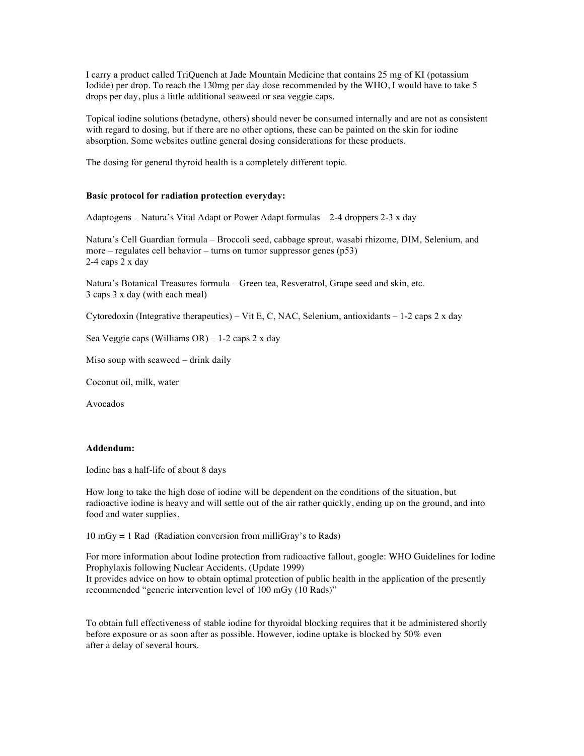I carry a product called TriQuench at Jade Mountain Medicine that contains 25 mg of KI (potassium Iodide) per drop. To reach the 130mg per day dose recommended by the WHO, I would have to take 5 drops per day, plus a little additional seaweed or sea veggie caps.

Topical iodine solutions (betadyne, others) should never be consumed internally and are not as consistent with regard to dosing, but if there are no other options, these can be painted on the skin for iodine absorption. Some websites outline general dosing considerations for these products.

The dosing for general thyroid health is a completely different topic.

**Basic protocol for radiation protection everyday:**

Adaptogens – Natura's Vital Adapt or Power Adapt formulas – 2-4 droppers 2-3 x day

Natura's Cell Guardian formula – Broccoli seed, cabbage sprout, wasabi rhizome, DIM, Selenium, and more – regulates cell behavior – turns on tumor suppressor genes (p53)
2-4 caps 2 x day

Natura's Botanical Treasures formula – Green tea, Resveratrol, Grape seed and skin, etc.
3 caps 3 x day (with each meal)

Cytoredoxin (Integrative therapeutics) – Vit E, C, NAC, Selenium, antioxidants – 1-2 caps 2 x day

Sea Veggie caps (Williams OR) – 1-2 caps 2 x day

Miso soup with seaweed – drink daily

Coconut oil, milk, water

Avocados

**Addendum:**

Iodine has a half-life of about 8 days

How long to take the high dose of iodine will be dependent on the conditions of the situation, but radioactive iodine is heavy and will settle out of the air rather quickly, ending up on the ground, and into food and water supplies.

10 mGy = 1 Rad (Radiation conversion from milliGray's to Rads)

For more information about Iodine protection from radioactive fallout, google: WHO Guidelines for Iodine Prophylaxis following Nuclear Accidents. (Update 1999)
It provides advice on how to obtain optimal protection of public health in the application of the presently recommended "generic intervention level of 100 mGy (10 Rads)"

To obtain full effectiveness of stable iodine for thyroidal blocking requires that it be administered shortly before exposure or as soon after as possible. However, iodine uptake is blocked by 50% even after a delay of several hours.